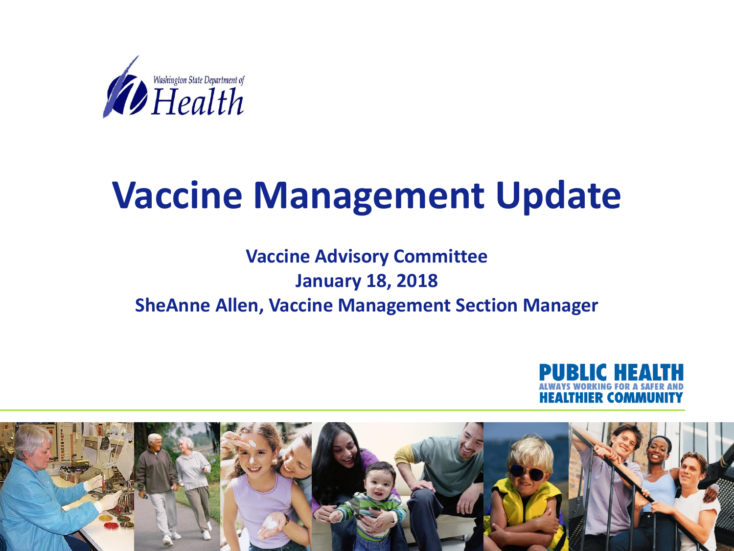Washington State Department of Health

# Vaccine Management Update

**Vaccine Advisory Committee**
**January 18, 2018**
**SheAnne Allen, Vaccine Management Section Manager**

PUBLIC HEALTH
ALWAYS WORKING FOR A SAFER AND HEALTHIER COMMUNITY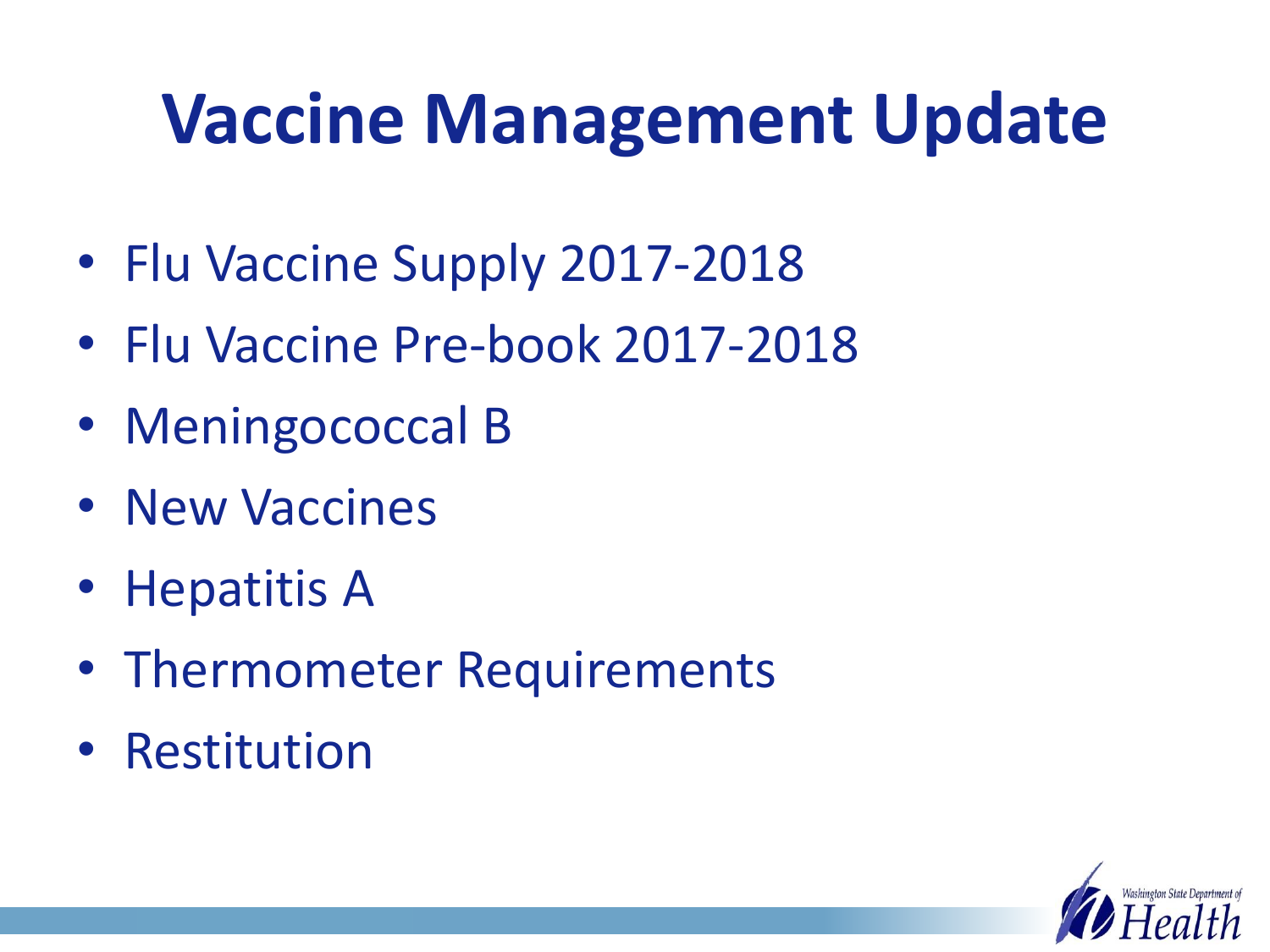# Vaccine Management Update

- Flu Vaccine Supply 2017-2018
- Flu Vaccine Pre-book 2017-2018
- Meningococcal B
- New Vaccines
- Hepatitis A
- Thermometer Requirements
- Restitution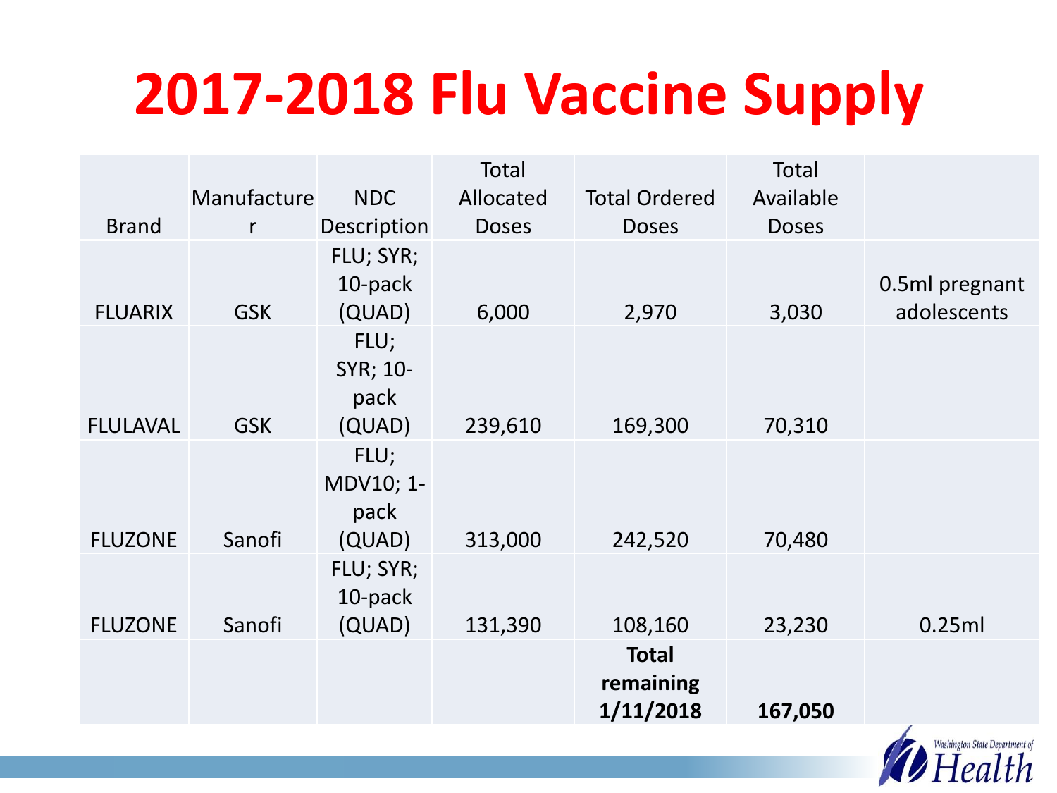# 2017-2018 Flu Vaccine Supply

| Brand | Manufacturer | NDC Description | Total Allocated Doses | Total Ordered Doses | Total Available Doses | |
|---|---|---|---|---|---|---|
| FLUARIX | GSK | FLU; SYR; 10-pack (QUAD) | 6,000 | 2,970 | 3,030 | 0.5ml pregnant adolescents |
| FLULAVAL | GSK | FLU; SYR; 10-pack (QUAD) | 239,610 | 169,300 | 70,310 | |
| FLUZONE | Sanofi | FLU; MDV10; 1-pack (QUAD) | 313,000 | 242,520 | 70,480 | |
| FLUZONE | Sanofi | FLU; SYR; 10-pack (QUAD) | 131,390 | 108,160 | 23,230 | 0.25ml |
| | | | | **Total remaining 1/11/2018** | **167,050** | |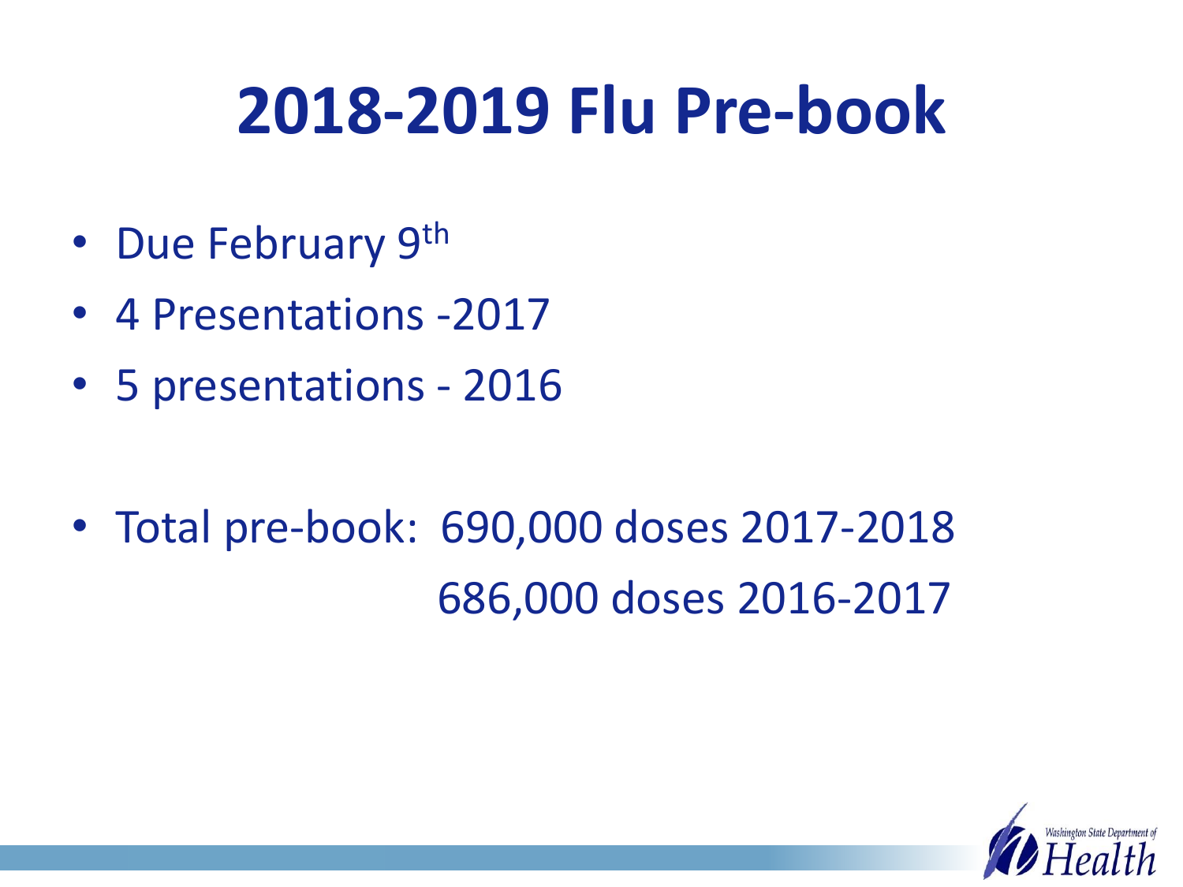# 2018-2019 Flu Pre-book

- Due February 9th
- 4 Presentations -2017
- 5 presentations - 2016

- Total pre-book: 690,000 doses 2017-2018
  686,000 doses 2016-2017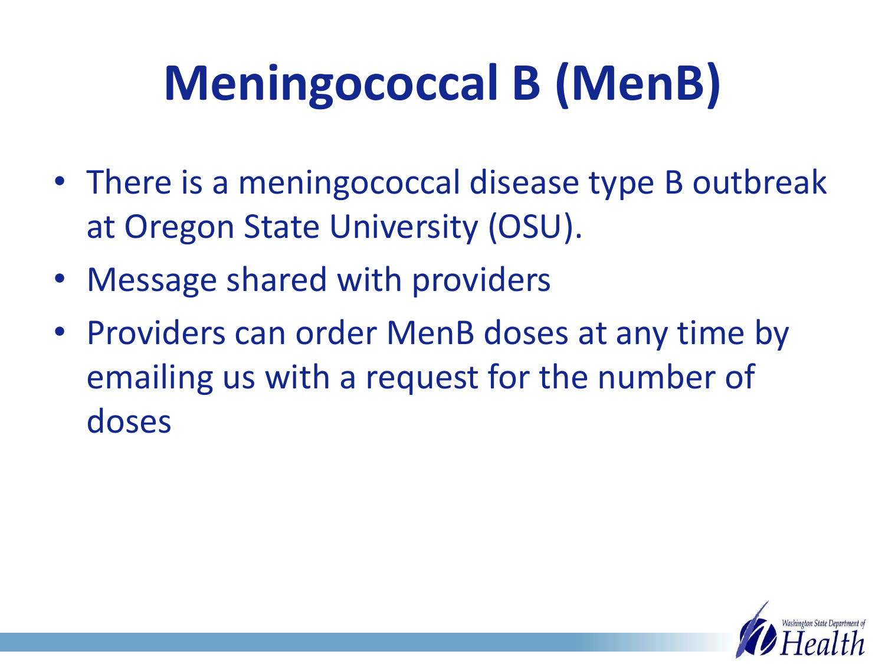# Meningococcal B (MenB)

- There is a meningococcal disease type B outbreak at Oregon State University (OSU).
- Message shared with providers
- Providers can order MenB doses at any time by emailing us with a request for the number of doses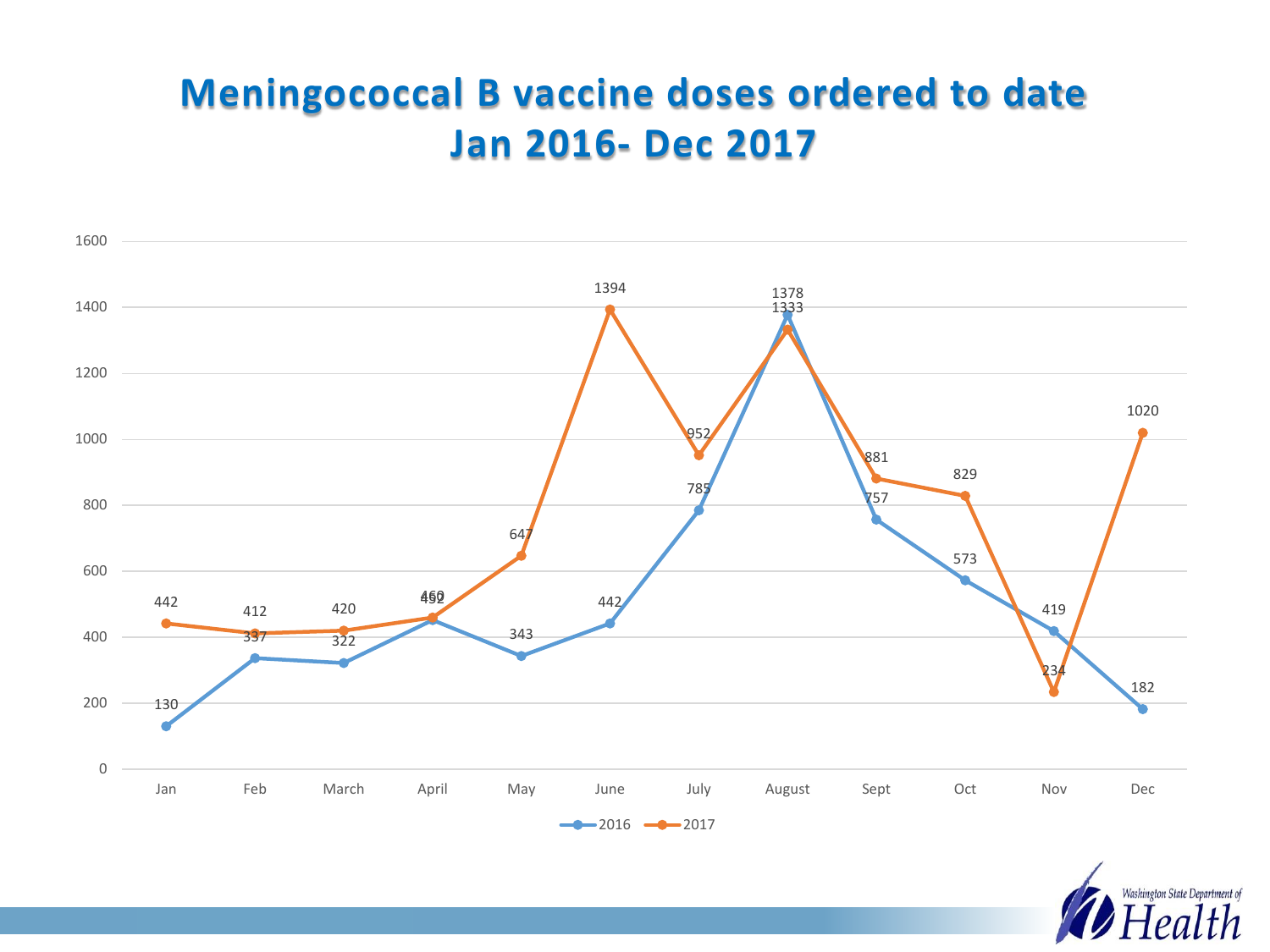# Meningococcal B vaccine doses ordered to date Jan 2016- Dec 2017

| Month | 2016 | 2017 |
|---|---|---|
| Jan | 130 | 442 |
| Feb | 337 | 412 |
| March | 322 | 420 |
| April | 452 | 460 |
| May | 343 | 647 |
| June | 442 | 1394 |
| July | 785 | 952 |
| August | 1378 | 1333 |
| Sept | 757 | 881 |
| Oct | 573 | 829 |
| Nov | 419 | 234 |
| Dec | 182 | 1020 |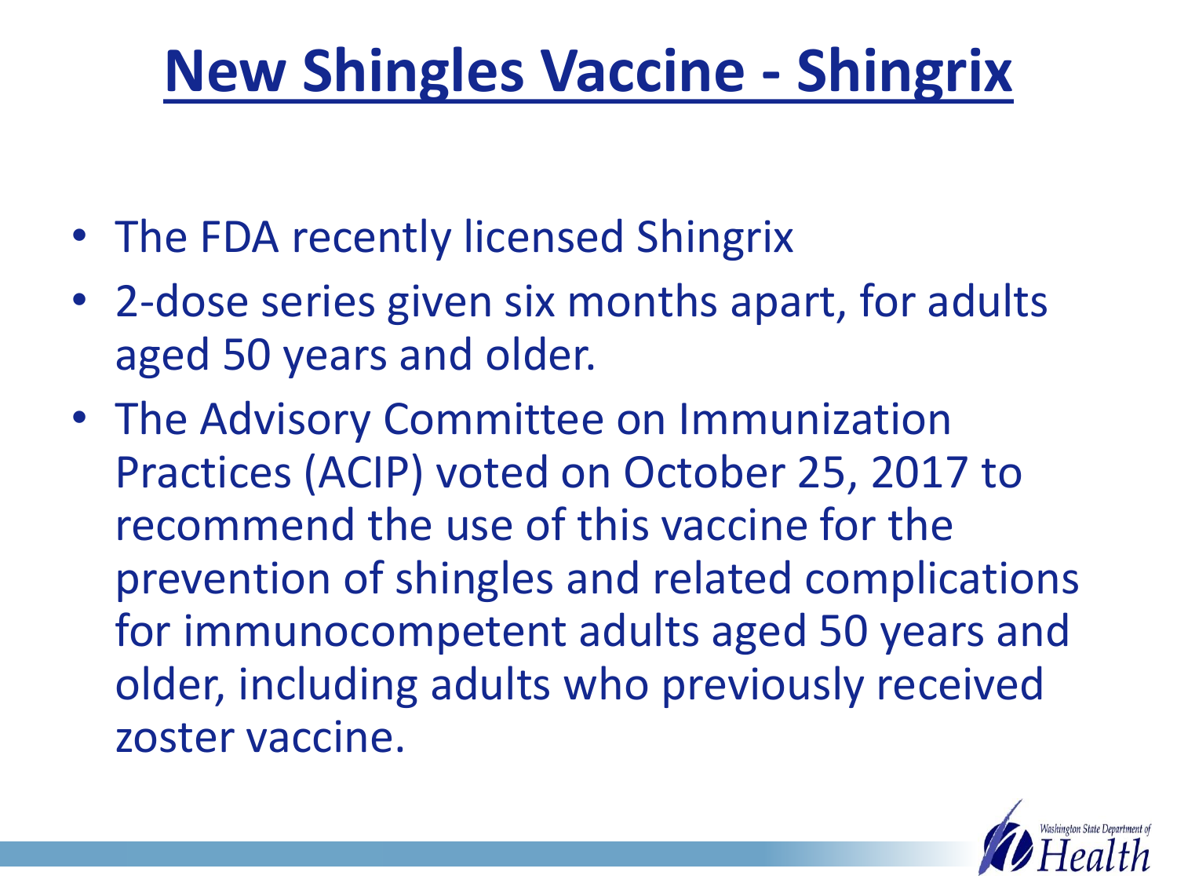# New Shingles Vaccine - Shingrix

- The FDA recently licensed Shingrix
- 2-dose series given six months apart, for adults aged 50 years and older.
- The Advisory Committee on Immunization Practices (ACIP) voted on October 25, 2017 to recommend the use of this vaccine for the prevention of shingles and related complications for immunocompetent adults aged 50 years and older, including adults who previously received zoster vaccine.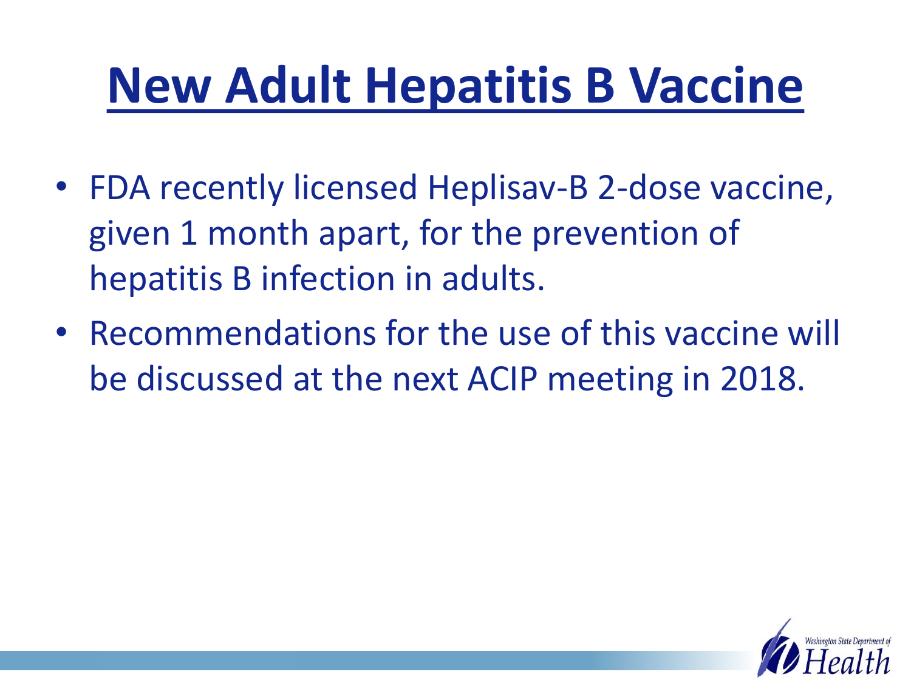# New Adult Hepatitis B Vaccine

- FDA recently licensed Heplisav-B 2-dose vaccine, given 1 month apart, for the prevention of hepatitis B infection in adults.
- Recommendations for the use of this vaccine will be discussed at the next ACIP meeting in 2018.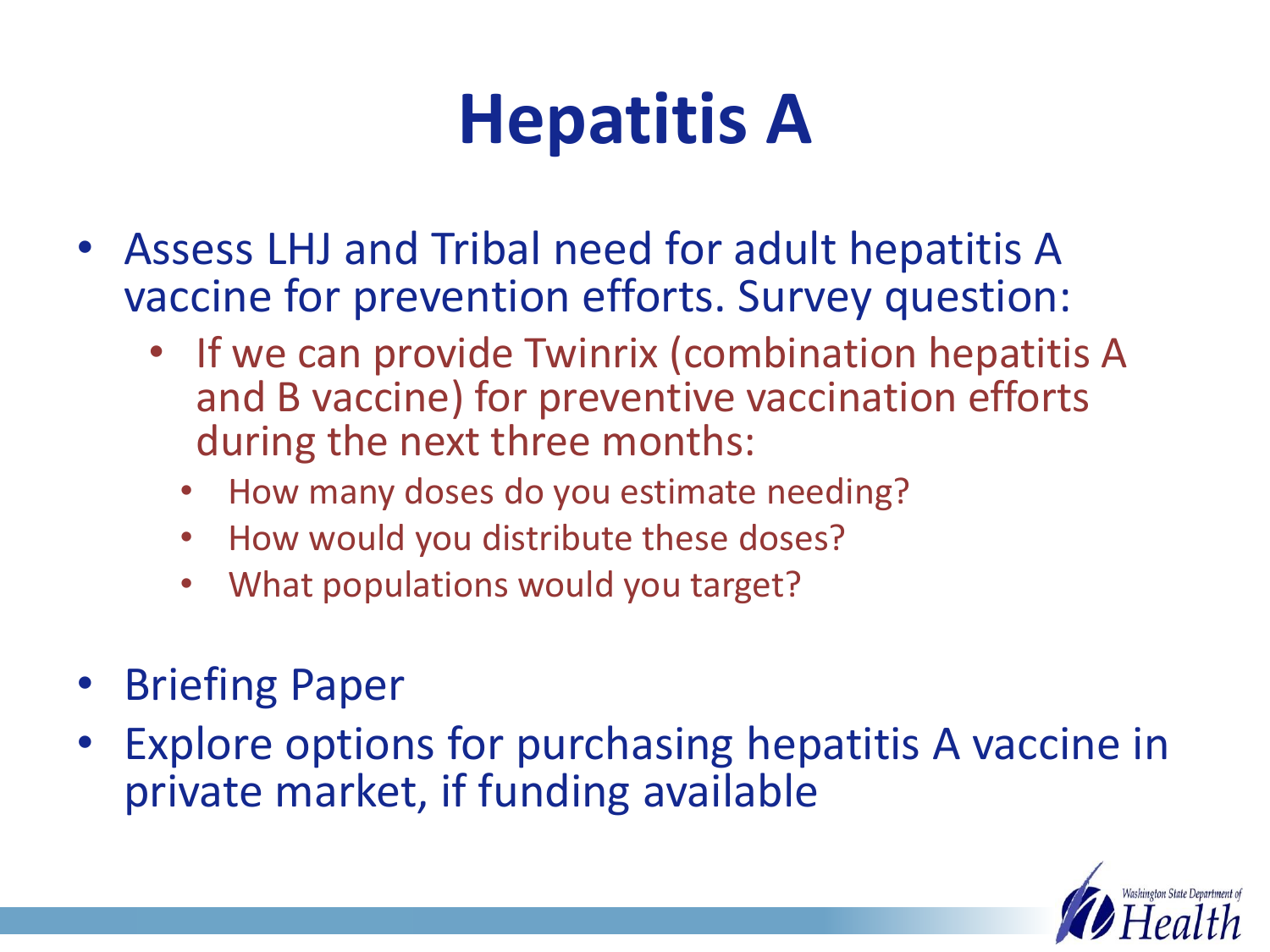# Hepatitis A

- Assess LHJ and Tribal need for adult hepatitis A vaccine for prevention efforts. Survey question:
  - If we can provide Twinrix (combination hepatitis A and B vaccine) for preventive vaccination efforts during the next three months:
    - How many doses do you estimate needing?
    - How would you distribute these doses?
    - What populations would you target?
- Briefing Paper
- Explore options for purchasing hepatitis A vaccine in private market, if funding available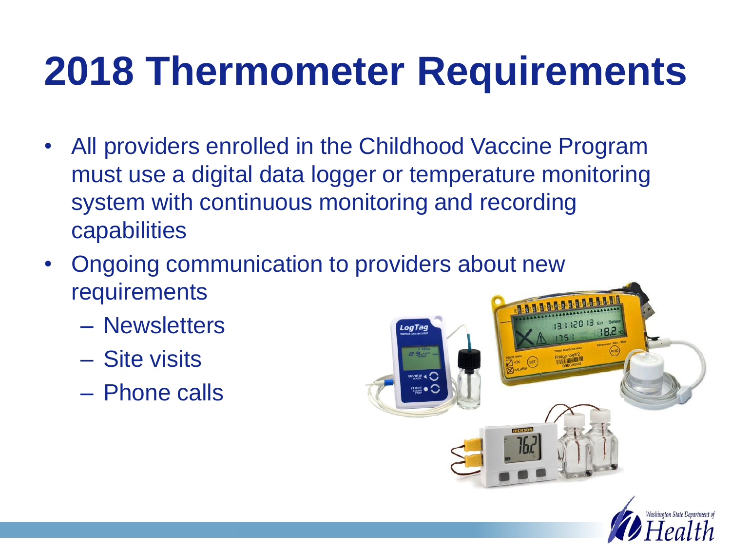# 2018 Thermometer Requirements

- All providers enrolled in the Childhood Vaccine Program must use a digital data logger or temperature monitoring system with continuous monitoring and recording capabilities
- Ongoing communication to providers about new requirements
  - Newsletters
  - Site visits
  - Phone calls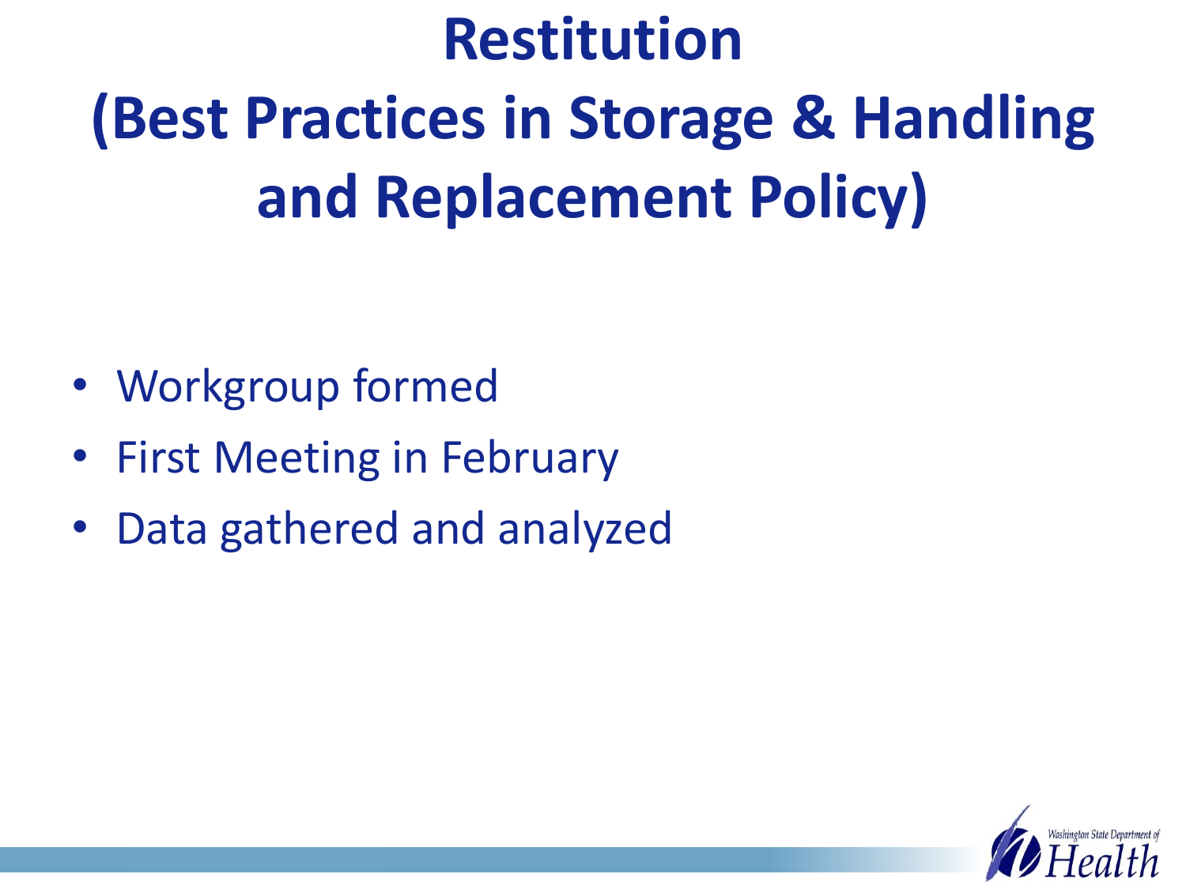# Restitution (Best Practices in Storage & Handling and Replacement Policy)

- Workgroup formed
- First Meeting in February
- Data gathered and analyzed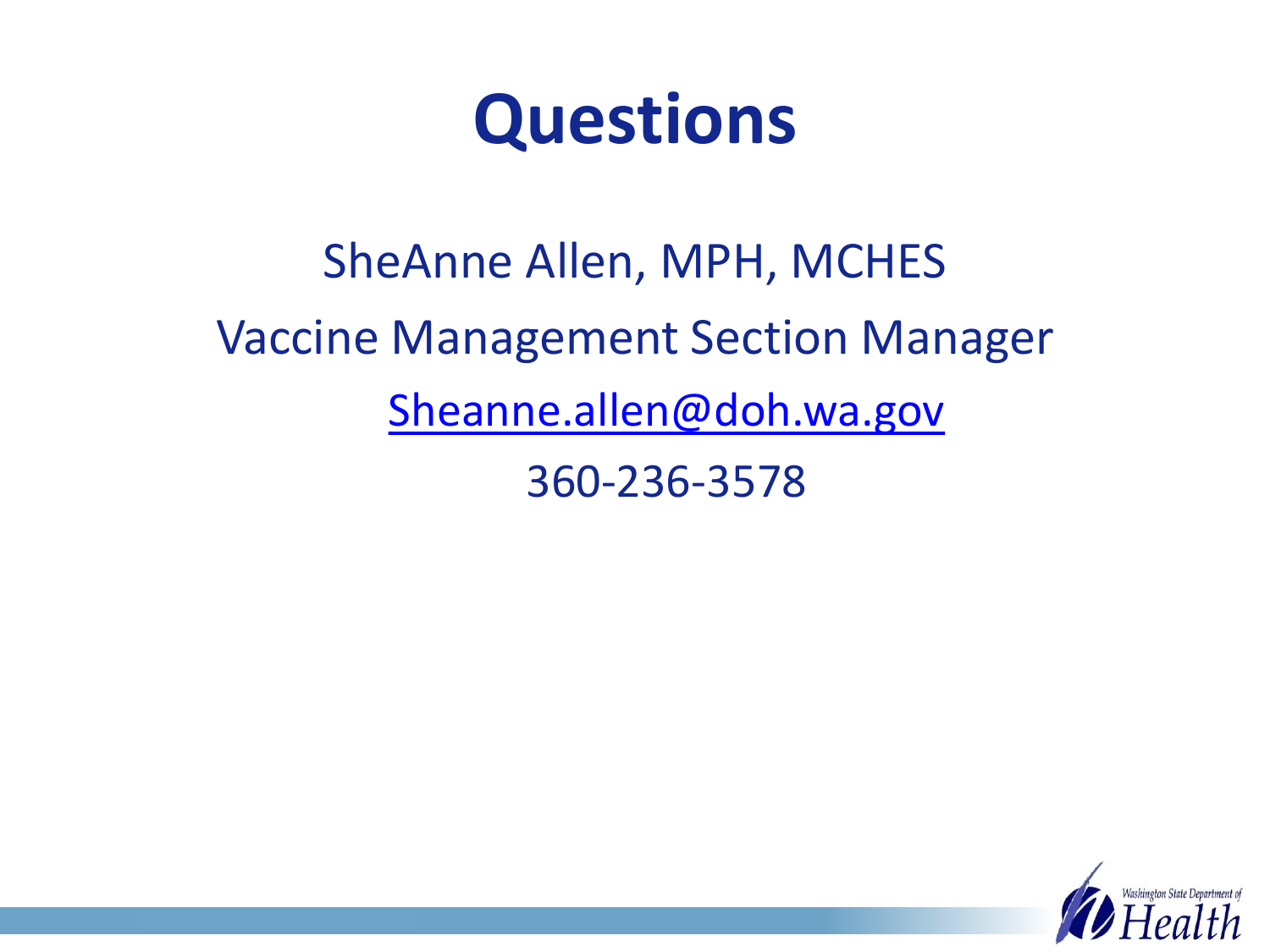# Questions

SheAnne Allen, MPH, MCHES

Vaccine Management Section Manager

[Sheanne.allen@doh.wa.gov](mailto:Sheanne.allen@doh.wa.gov)

360-236-3578